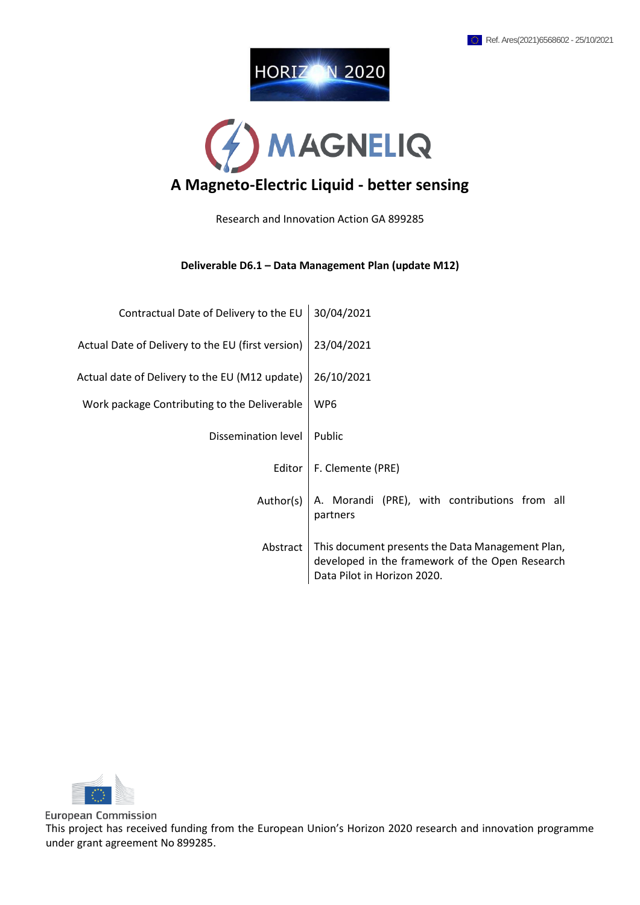Ref. Ares(2021)6568602 - 25/10/2021

HORIZON 2020

MAGNELIQ

# A Magneto-Electric Liquid - better sensing

Research and Innovation Action GA 899285

**Deliverable D6.1 – Data Management Plan (update M12)**

| | |
|---|---|
| Contractual Date of Delivery to the EU | 30/04/2021 |
| Actual Date of Delivery to the EU (first version) | 23/04/2021 |
| Actual date of Delivery to the EU (M12 update) | 26/10/2021 |
| Work package Contributing to the Deliverable | WP6 |
| Dissemination level | Public |
| Editor | F. Clemente (PRE) |
| Author(s) | A. Morandi (PRE), with contributions from all partners |
| Abstract | This document presents the Data Management Plan, developed in the framework of the Open Research Data Pilot in Horizon 2020. |

European Commission

This project has received funding from the European Union's Horizon 2020 research and innovation programme under grant agreement No 899285.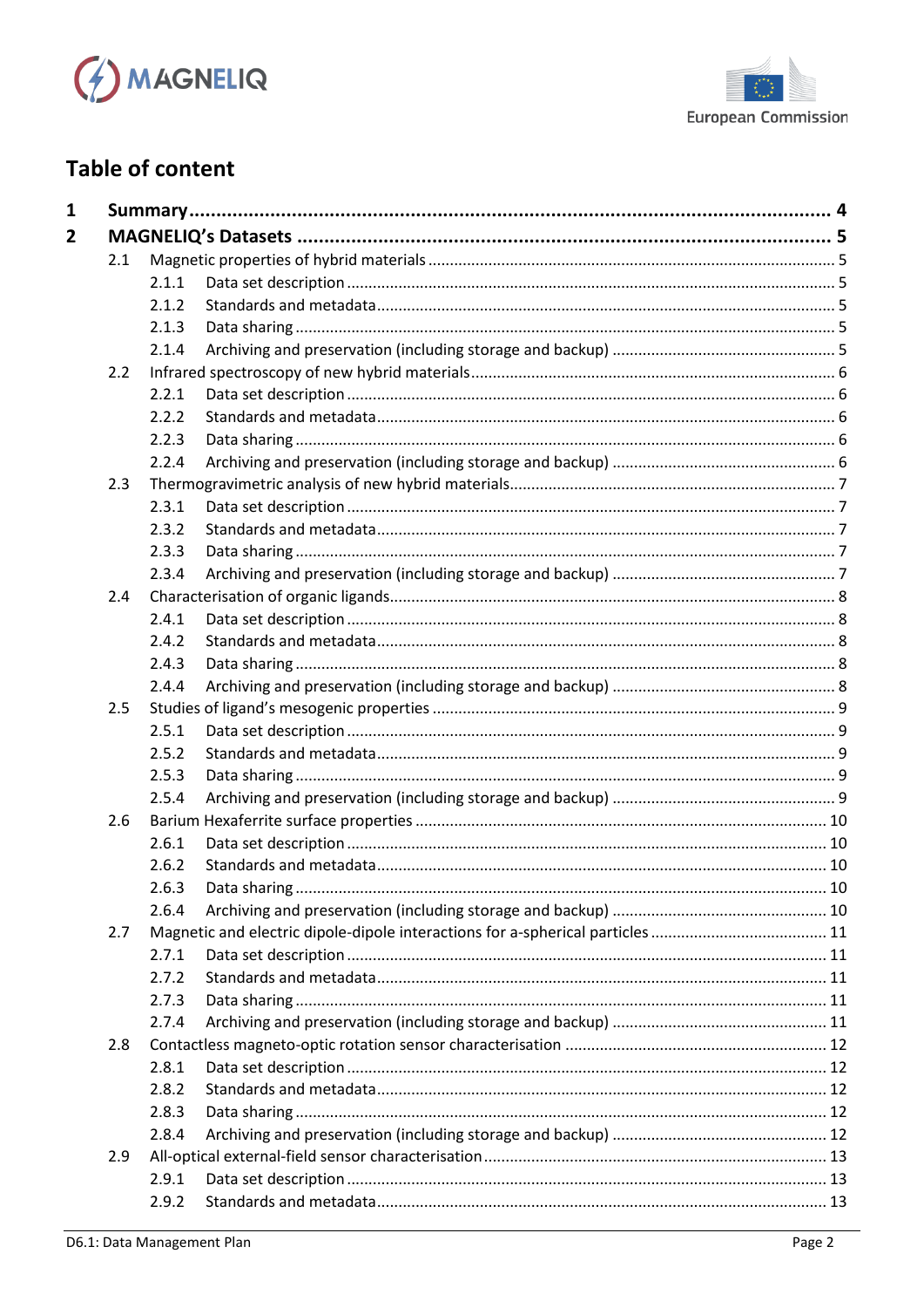# Table of content

| | | |
|---|---|---|
| **1** | **Summary** | **4** |
| **2** | **MAGNELIQ's Datasets** | **5** |
| 2.1 | Magnetic properties of hybrid materials | 5 |
| 2.1.1 | Data set description | 5 |
| 2.1.2 | Standards and metadata | 5 |
| 2.1.3 | Data sharing | 5 |
| 2.1.4 | Archiving and preservation (including storage and backup) | 5 |
| 2.2 | Infrared spectroscopy of new hybrid materials | 6 |
| 2.2.1 | Data set description | 6 |
| 2.2.2 | Standards and metadata | 6 |
| 2.2.3 | Data sharing | 6 |
| 2.2.4 | Archiving and preservation (including storage and backup) | 6 |
| 2.3 | Thermogravimetric analysis of new hybrid materials | 7 |
| 2.3.1 | Data set description | 7 |
| 2.3.2 | Standards and metadata | 7 |
| 2.3.3 | Data sharing | 7 |
| 2.3.4 | Archiving and preservation (including storage and backup) | 7 |
| 2.4 | Characterisation of organic ligands | 8 |
| 2.4.1 | Data set description | 8 |
| 2.4.2 | Standards and metadata | 8 |
| 2.4.3 | Data sharing | 8 |
| 2.4.4 | Archiving and preservation (including storage and backup) | 8 |
| 2.5 | Studies of ligand's mesogenic properties | 9 |
| 2.5.1 | Data set description | 9 |
| 2.5.2 | Standards and metadata | 9 |
| 2.5.3 | Data sharing | 9 |
| 2.5.4 | Archiving and preservation (including storage and backup) | 9 |
| 2.6 | Barium Hexaferrite surface properties | 10 |
| 2.6.1 | Data set description | 10 |
| 2.6.2 | Standards and metadata | 10 |
| 2.6.3 | Data sharing | 10 |
| 2.6.4 | Archiving and preservation (including storage and backup) | 10 |
| 2.7 | Magnetic and electric dipole-dipole interactions for a-spherical particles | 11 |
| 2.7.1 | Data set description | 11 |
| 2.7.2 | Standards and metadata | 11 |
| 2.7.3 | Data sharing | 11 |
| 2.7.4 | Archiving and preservation (including storage and backup) | 11 |
| 2.8 | Contactless magneto-optic rotation sensor characterisation | 12 |
| 2.8.1 | Data set description | 12 |
| 2.8.2 | Standards and metadata | 12 |
| 2.8.3 | Data sharing | 12 |
| 2.8.4 | Archiving and preservation (including storage and backup) | 12 |
| 2.9 | All-optical external-field sensor characterisation | 13 |
| 2.9.1 | Data set description | 13 |
| 2.9.2 | Standards and metadata | 13 |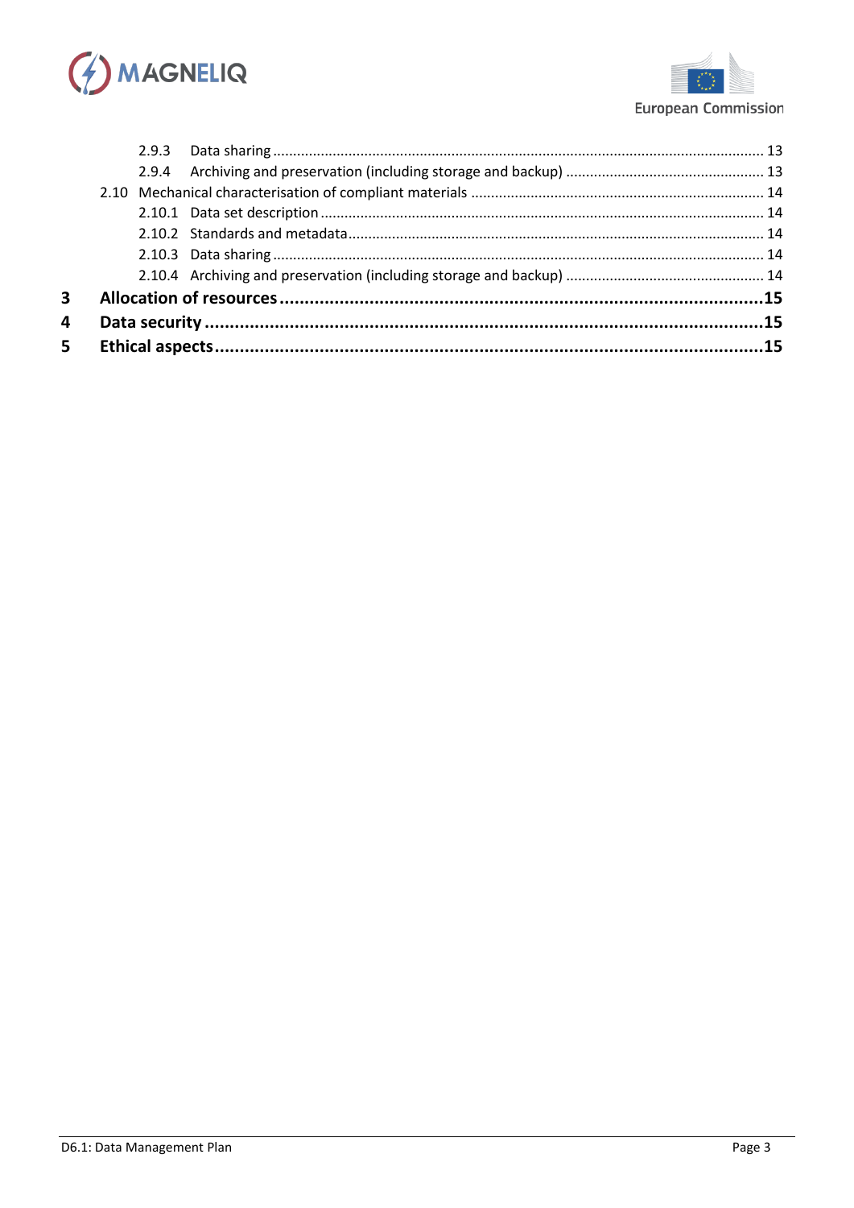2.9.3 Data sharing ........................................................................................................................ 13

2.9.4 Archiving and preservation (including storage and backup) ................................................. 13

2.10 Mechanical characterisation of compliant materials ........................................................................ 14

2.10.1 Data set description ............................................................................................................. 14

2.10.2 Standards and metadata ....................................................................................................... 14

2.10.3 Data sharing ......................................................................................................................... 14

2.10.4 Archiving and preservation (including storage and backup) ................................................. 14

**3 Allocation of resources ...................................................................................................15**

**4 Data security ..................................................................................................................15**

**5 Ethical aspects ................................................................................................................15**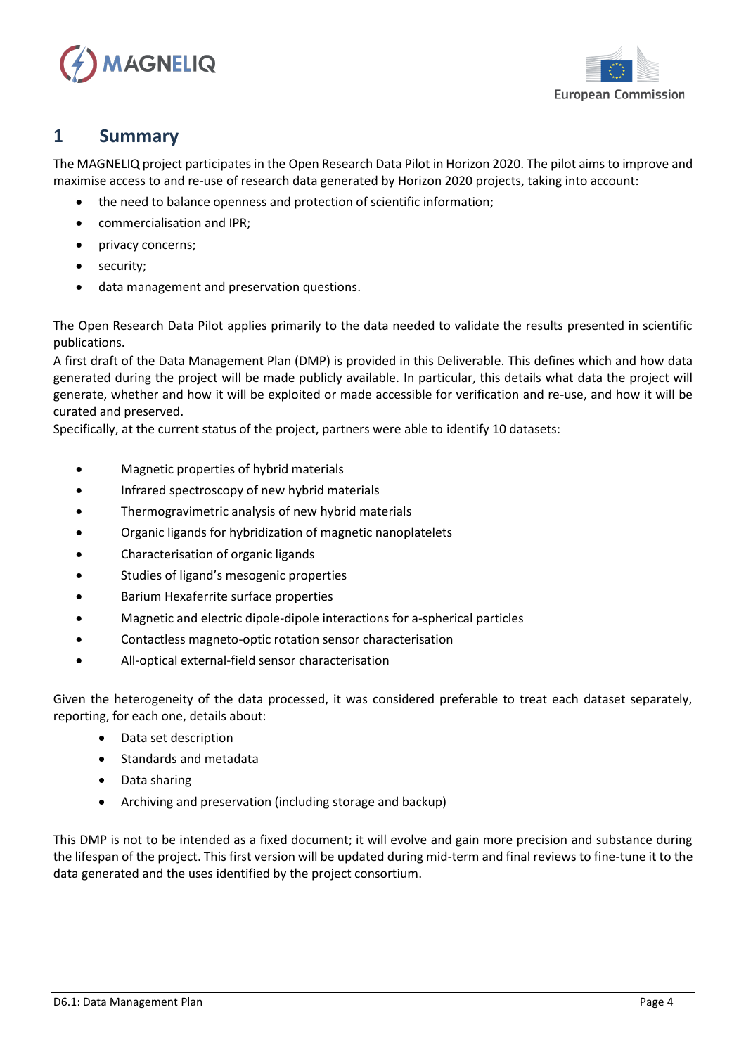# 1 Summary

The MAGNELIQ project participates in the Open Research Data Pilot in Horizon 2020. The pilot aims to improve and maximise access to and re-use of research data generated by Horizon 2020 projects, taking into account:

- the need to balance openness and protection of scientific information;
- commercialisation and IPR;
- privacy concerns;
- security;
- data management and preservation questions.

The Open Research Data Pilot applies primarily to the data needed to validate the results presented in scientific publications.

A first draft of the Data Management Plan (DMP) is provided in this Deliverable. This defines which and how data generated during the project will be made publicly available. In particular, this details what data the project will generate, whether and how it will be exploited or made accessible for verification and re-use, and how it will be curated and preserved.

Specifically, at the current status of the project, partners were able to identify 10 datasets:

- Magnetic properties of hybrid materials
- Infrared spectroscopy of new hybrid materials
- Thermogravimetric analysis of new hybrid materials
- Organic ligands for hybridization of magnetic nanoplatelets
- Characterisation of organic ligands
- Studies of ligand's mesogenic properties
- Barium Hexaferrite surface properties
- Magnetic and electric dipole-dipole interactions for a-spherical particles
- Contactless magneto-optic rotation sensor characterisation
- All-optical external-field sensor characterisation

Given the heterogeneity of the data processed, it was considered preferable to treat each dataset separately, reporting, for each one, details about:

- Data set description
- Standards and metadata
- Data sharing
- Archiving and preservation (including storage and backup)

This DMP is not to be intended as a fixed document; it will evolve and gain more precision and substance during the lifespan of the project. This first version will be updated during mid-term and final reviews to fine-tune it to the data generated and the uses identified by the project consortium.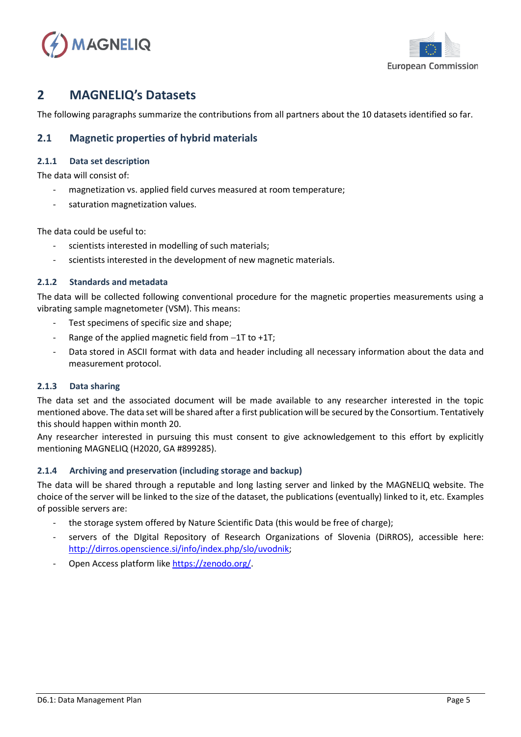# 2 MAGNELIQ's Datasets

The following paragraphs summarize the contributions from all partners about the 10 datasets identified so far.

## 2.1 Magnetic properties of hybrid materials

### 2.1.1 Data set description

The data will consist of:

- magnetization vs. applied field curves measured at room temperature;
- saturation magnetization values.

The data could be useful to:

- scientists interested in modelling of such materials;
- scientists interested in the development of new magnetic materials.

### 2.1.2 Standards and metadata

The data will be collected following conventional procedure for the magnetic properties measurements using a vibrating sample magnetometer (VSM). This means:

- Test specimens of specific size and shape;
- Range of the applied magnetic field from –1T to +1T;
- Data stored in ASCII format with data and header including all necessary information about the data and measurement protocol.

### 2.1.3 Data sharing

The data set and the associated document will be made available to any researcher interested in the topic mentioned above. The data set will be shared after a first publication will be secured by the Consortium. Tentatively this should happen within month 20.

Any researcher interested in pursuing this must consent to give acknowledgement to this effort by explicitly mentioning MAGNELIQ (H2020, GA #899285).

### 2.1.4 Archiving and preservation (including storage and backup)

The data will be shared through a reputable and long lasting server and linked by the MAGNELIQ website. The choice of the server will be linked to the size of the dataset, the publications (eventually) linked to it, etc. Examples of possible servers are:

- the storage system offered by Nature Scientific Data (this would be free of charge);
- servers of the DIgital Repository of Research Organizations of Slovenia (DiRROS), accessible here: [http://dirros.openscience.si/info/index.php/slo/uvodnik](http://dirros.openscience.si/info/index.php/slo/uvodnik);
- Open Access platform like [https://zenodo.org/](https://zenodo.org/).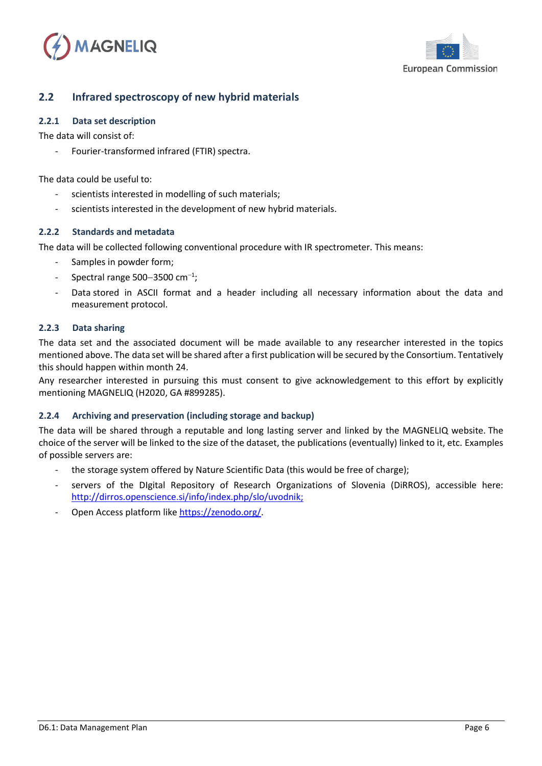## 2.2 Infrared spectroscopy of new hybrid materials

### 2.2.1 Data set description

The data will consist of:

- Fourier-transformed infrared (FTIR) spectra.

The data could be useful to:

- scientists interested in modelling of such materials;
- scientists interested in the development of new hybrid materials.

### 2.2.2 Standards and metadata

The data will be collected following conventional procedure with IR spectrometer. This means:

- Samples in powder form;
- Spectral range 500–3500 $cm^{-1}$;
- Data stored in ASCII format and a header including all necessary information about the data and measurement protocol.

### 2.2.3 Data sharing

The data set and the associated document will be made available to any researcher interested in the topics mentioned above. The data set will be shared after a first publication will be secured by the Consortium. Tentatively this should happen within month 24.

Any researcher interested in pursuing this must consent to give acknowledgement to this effort by explicitly mentioning MAGNELIQ (H2020, GA #899285).

### 2.2.4 Archiving and preservation (including storage and backup)

The data will be shared through a reputable and long lasting server and linked by the MAGNELIQ website. The choice of the server will be linked to the size of the dataset, the publications (eventually) linked to it, etc. Examples of possible servers are:

- the storage system offered by Nature Scientific Data (this would be free of charge);
- servers of the DIgital Repository of Research Organizations of Slovenia (DiRROS), accessible here: http://dirros.openscience.si/info/index.php/slo/uvodnik;
- Open Access platform like https://zenodo.org/.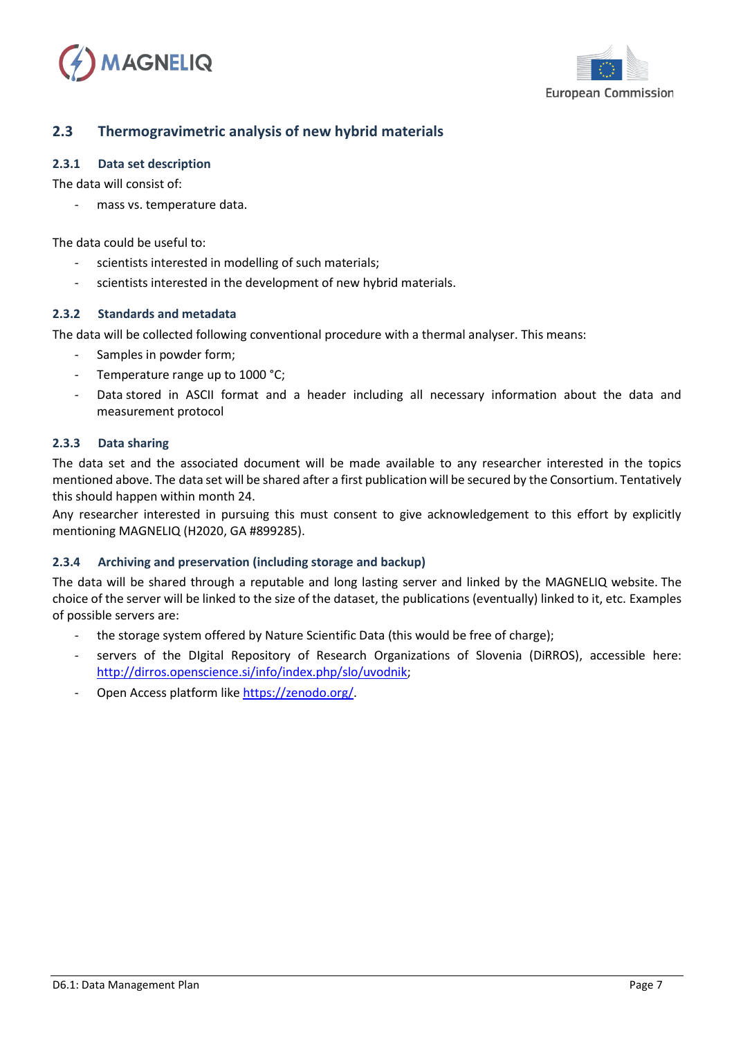## 2.3 Thermogravimetric analysis of new hybrid materials

### 2.3.1 Data set description

The data will consist of:

- mass vs. temperature data.

The data could be useful to:

- scientists interested in modelling of such materials;
- scientists interested in the development of new hybrid materials.

### 2.3.2 Standards and metadata

The data will be collected following conventional procedure with a thermal analyser. This means:

- Samples in powder form;
- Temperature range up to 1000 °C;
- Data stored in ASCII format and a header including all necessary information about the data and measurement protocol

### 2.3.3 Data sharing

The data set and the associated document will be made available to any researcher interested in the topics mentioned above. The data set will be shared after a first publication will be secured by the Consortium. Tentatively this should happen within month 24.

Any researcher interested in pursuing this must consent to give acknowledgement to this effort by explicitly mentioning MAGNELIQ (H2020, GA #899285).

### 2.3.4 Archiving and preservation (including storage and backup)

The data will be shared through a reputable and long lasting server and linked by the MAGNELIQ website. The choice of the server will be linked to the size of the dataset, the publications (eventually) linked to it, etc. Examples of possible servers are:

- the storage system offered by Nature Scientific Data (this would be free of charge);
- servers of the DIgital Repository of Research Organizations of Slovenia (DiRROS), accessible here: [http://dirros.openscience.si/info/index.php/slo/uvodnik](http://dirros.openscience.si/info/index.php/slo/uvodnik);
- Open Access platform like [https://zenodo.org/](https://zenodo.org/).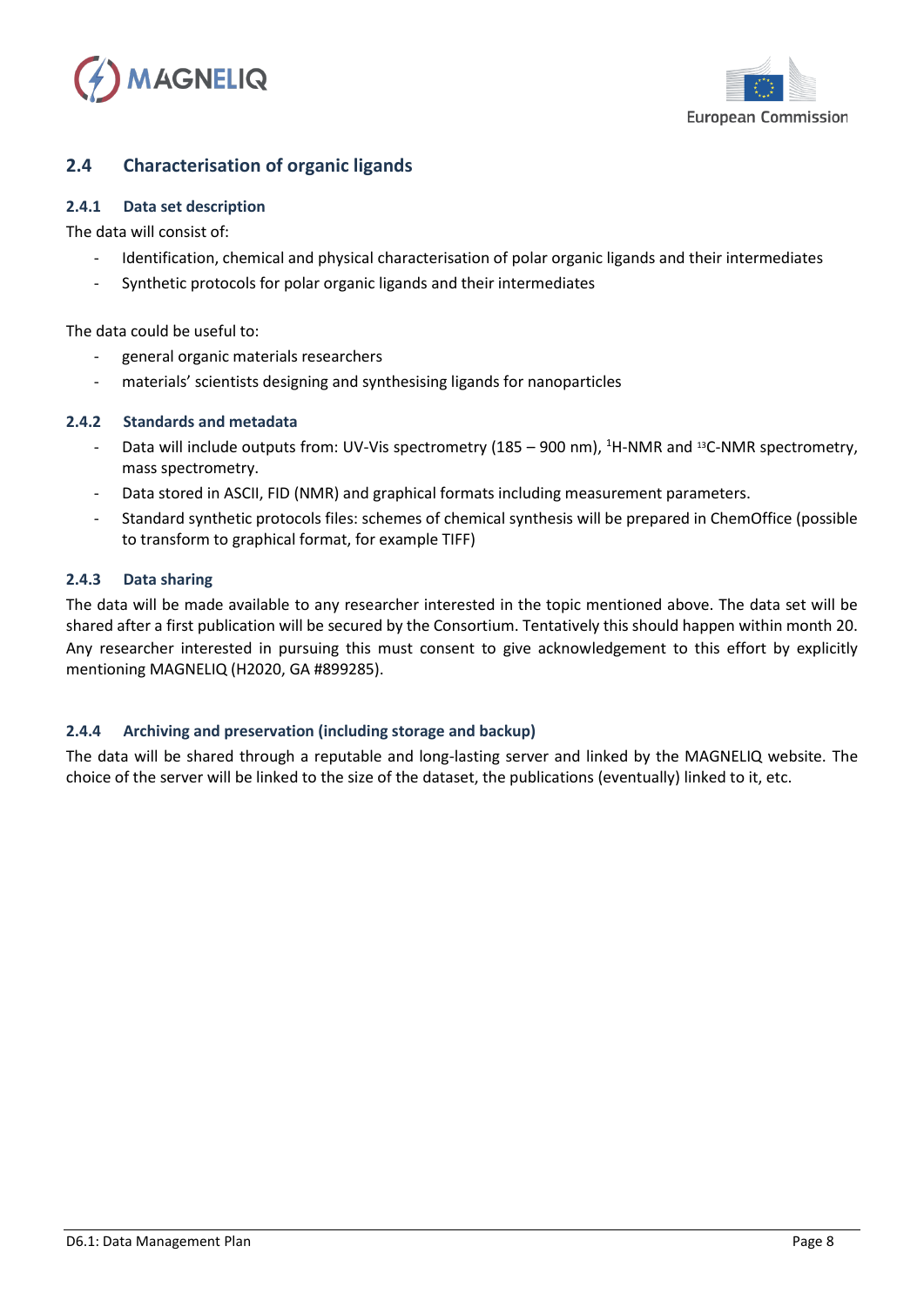## 2.4 Characterisation of organic ligands

### 2.4.1 Data set description

The data will consist of:

- Identification, chemical and physical characterisation of polar organic ligands and their intermediates
- Synthetic protocols for polar organic ligands and their intermediates

The data could be useful to:

- general organic materials researchers
- materials' scientists designing and synthesising ligands for nanoparticles

### 2.4.2 Standards and metadata

- Data will include outputs from: UV-Vis spectrometry (185 – 900 nm), $^{1}$H-NMR and $^{13}$C-NMR spectrometry, mass spectrometry.
- Data stored in ASCII, FID (NMR) and graphical formats including measurement parameters.
- Standard synthetic protocols files: schemes of chemical synthesis will be prepared in ChemOffice (possible to transform to graphical format, for example TIFF)

### 2.4.3 Data sharing

The data will be made available to any researcher interested in the topic mentioned above. The data set will be shared after a first publication will be secured by the Consortium. Tentatively this should happen within month 20. Any researcher interested in pursuing this must consent to give acknowledgement to this effort by explicitly mentioning MAGNELIQ (H2020, GA #899285).

### 2.4.4 Archiving and preservation (including storage and backup)

The data will be shared through a reputable and long-lasting server and linked by the MAGNELIQ website. The choice of the server will be linked to the size of the dataset, the publications (eventually) linked to it, etc.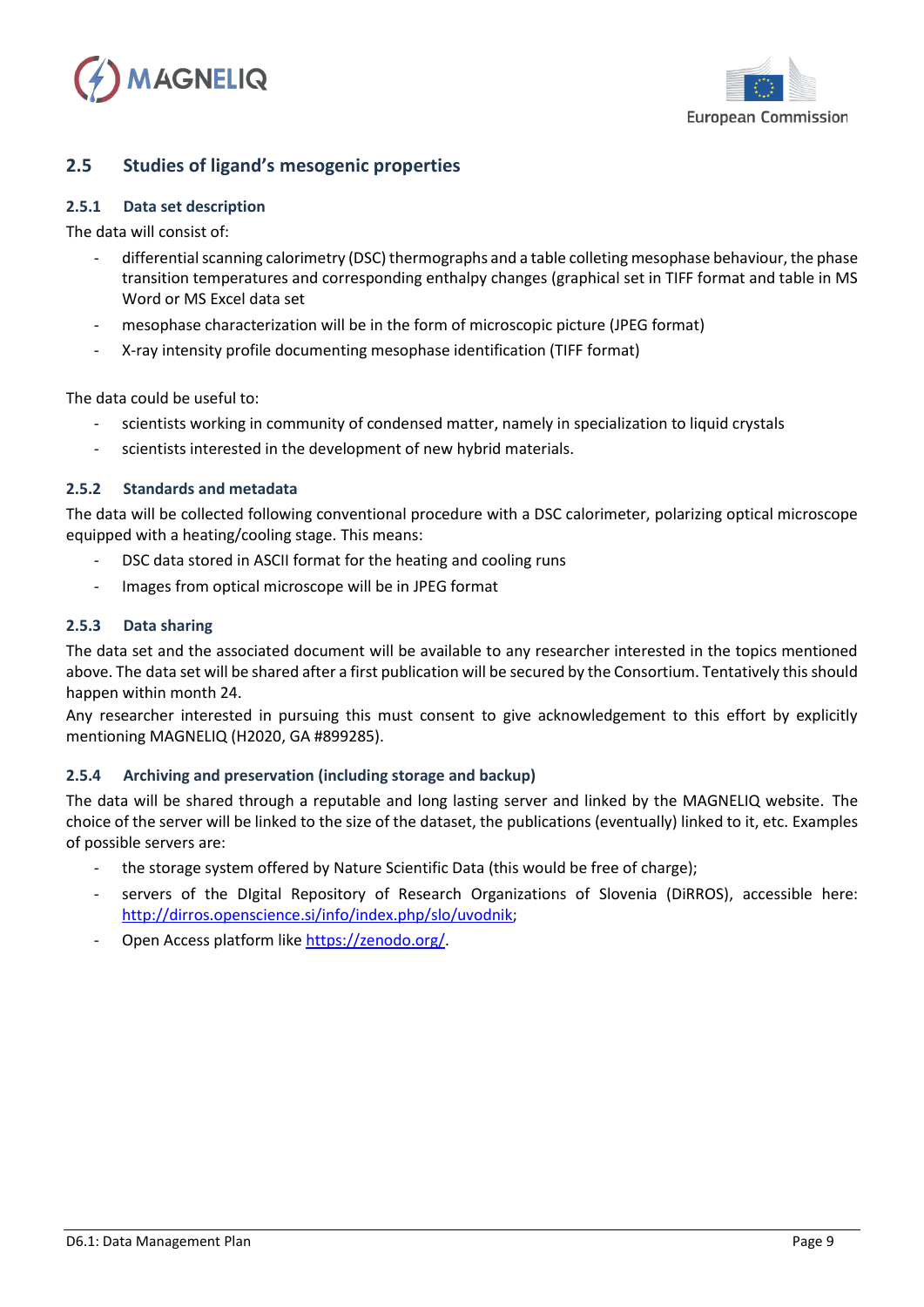## 2.5 Studies of ligand's mesogenic properties

### 2.5.1 Data set description

The data will consist of:

- differential scanning calorimetry (DSC) thermographs and a table colleting mesophase behaviour, the phase transition temperatures and corresponding enthalpy changes (graphical set in TIFF format and table in MS Word or MS Excel data set
- mesophase characterization will be in the form of microscopic picture (JPEG format)
- X-ray intensity profile documenting mesophase identification (TIFF format)

The data could be useful to:

- scientists working in community of condensed matter, namely in specialization to liquid crystals
- scientists interested in the development of new hybrid materials.

### 2.5.2 Standards and metadata

The data will be collected following conventional procedure with a DSC calorimeter, polarizing optical microscope equipped with a heating/cooling stage. This means:

- DSC data stored in ASCII format for the heating and cooling runs
- Images from optical microscope will be in JPEG format

### 2.5.3 Data sharing

The data set and the associated document will be available to any researcher interested in the topics mentioned above. The data set will be shared after a first publication will be secured by the Consortium. Tentatively this should happen within month 24.

Any researcher interested in pursuing this must consent to give acknowledgement to this effort by explicitly mentioning MAGNELIQ (H2020, GA #899285).

### 2.5.4 Archiving and preservation (including storage and backup)

The data will be shared through a reputable and long lasting server and linked by the MAGNELIQ website. The choice of the server will be linked to the size of the dataset, the publications (eventually) linked to it, etc. Examples of possible servers are:

- the storage system offered by Nature Scientific Data (this would be free of charge);
- servers of the DIgital Repository of Research Organizations of Slovenia (DiRROS), accessible here: [http://dirros.openscience.si/info/index.php/slo/uvodnik](http://dirros.openscience.si/info/index.php/slo/uvodnik);
- Open Access platform like [https://zenodo.org/](https://zenodo.org/).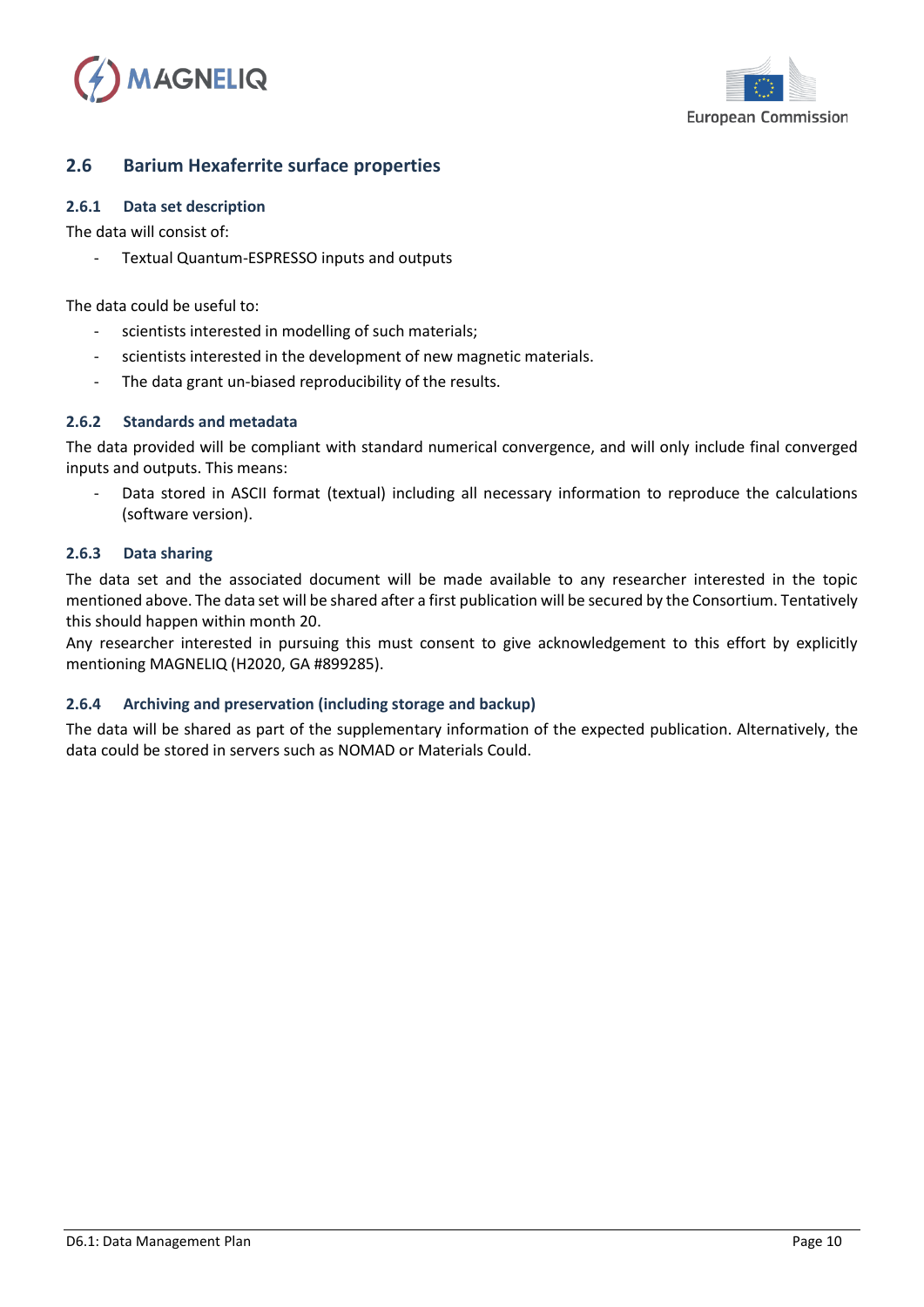## 2.6 Barium Hexaferrite surface properties

### 2.6.1 Data set description

The data will consist of:

- Textual Quantum-ESPRESSO inputs and outputs

The data could be useful to:

- scientists interested in modelling of such materials;
- scientists interested in the development of new magnetic materials.
- The data grant un-biased reproducibility of the results.

### 2.6.2 Standards and metadata

The data provided will be compliant with standard numerical convergence, and will only include final converged inputs and outputs. This means:

- Data stored in ASCII format (textual) including all necessary information to reproduce the calculations (software version).

### 2.6.3 Data sharing

The data set and the associated document will be made available to any researcher interested in the topic mentioned above. The data set will be shared after a first publication will be secured by the Consortium. Tentatively this should happen within month 20.

Any researcher interested in pursuing this must consent to give acknowledgement to this effort by explicitly mentioning MAGNELIQ (H2020, GA #899285).

### 2.6.4 Archiving and preservation (including storage and backup)

The data will be shared as part of the supplementary information of the expected publication. Alternatively, the data could be stored in servers such as NOMAD or Materials Could.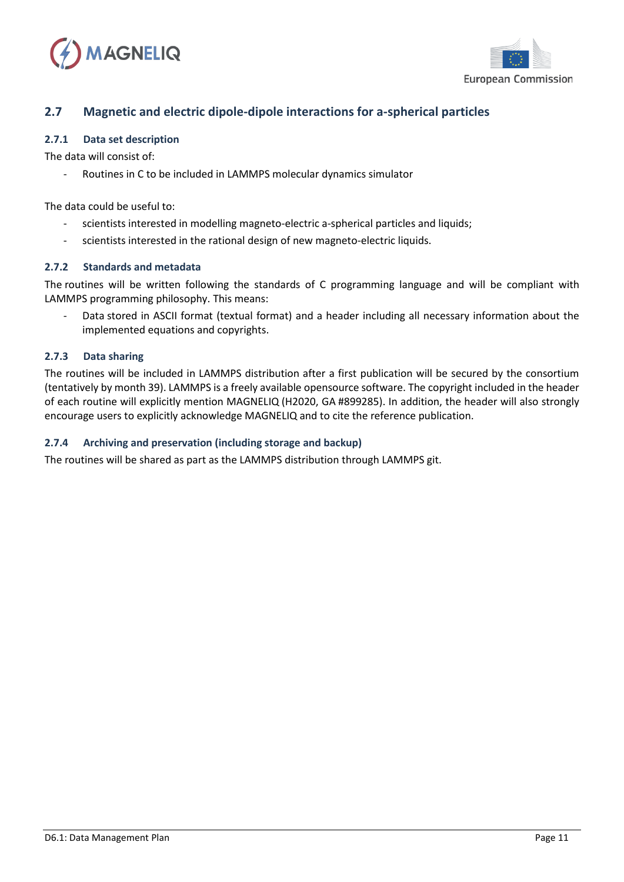## 2.7 Magnetic and electric dipole-dipole interactions for a-spherical particles

### 2.7.1 Data set description

The data will consist of:

- Routines in C to be included in LAMMPS molecular dynamics simulator

The data could be useful to:

- scientists interested in modelling magneto-electric a-spherical particles and liquids;
- scientists interested in the rational design of new magneto-electric liquids.

### 2.7.2 Standards and metadata

The routines will be written following the standards of C programming language and will be compliant with LAMMPS programming philosophy. This means:

- Data stored in ASCII format (textual format) and a header including all necessary information about the implemented equations and copyrights.

### 2.7.3 Data sharing

The routines will be included in LAMMPS distribution after a first publication will be secured by the consortium (tentatively by month 39). LAMMPS is a freely available opensource software. The copyright included in the header of each routine will explicitly mention MAGNELIQ (H2020, GA #899285). In addition, the header will also strongly encourage users to explicitly acknowledge MAGNELIQ and to cite the reference publication.

### 2.7.4 Archiving and preservation (including storage and backup)

The routines will be shared as part as the LAMMPS distribution through LAMMPS git.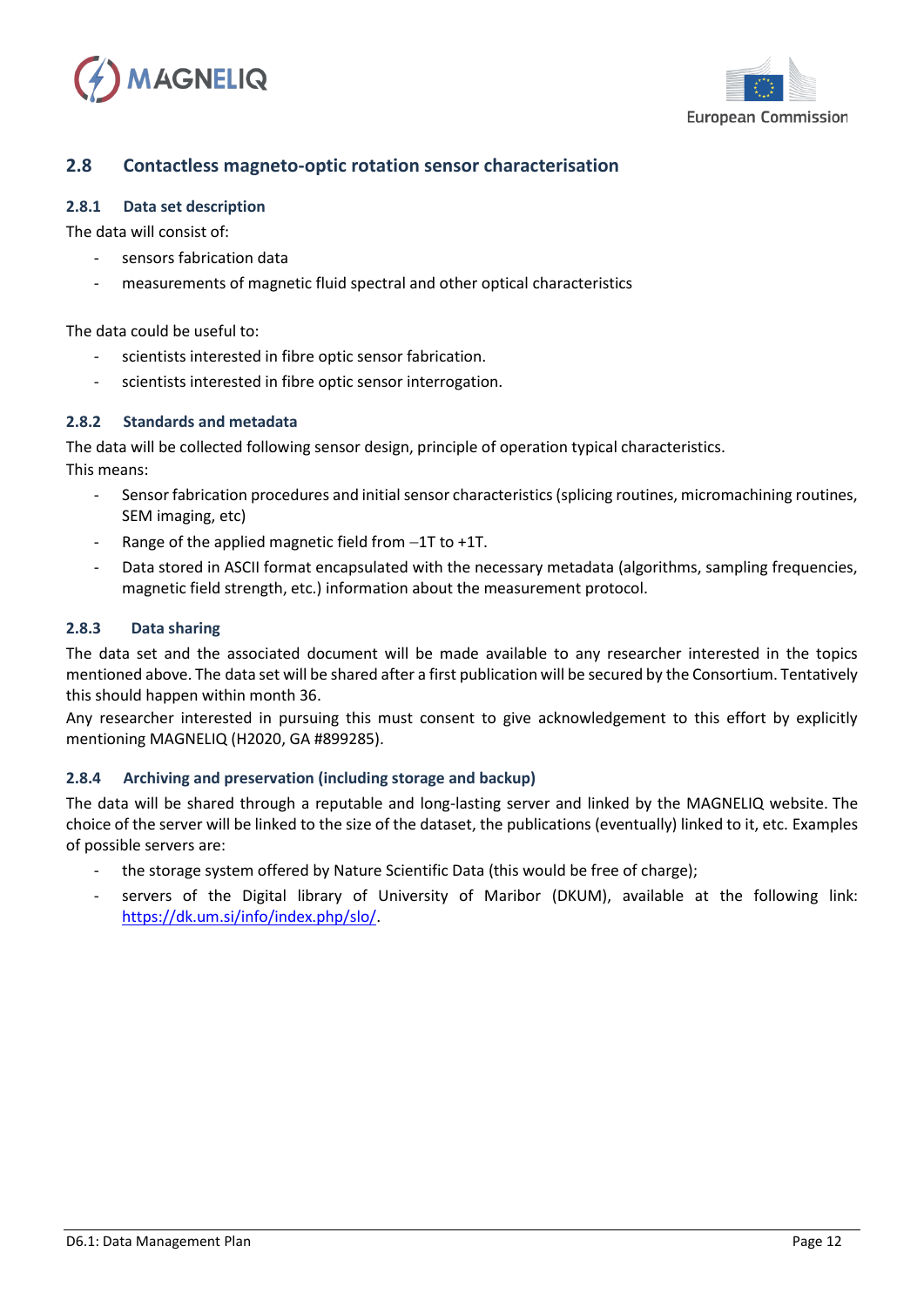## 2.8 Contactless magneto-optic rotation sensor characterisation

### 2.8.1 Data set description

The data will consist of:

- sensors fabrication data
- measurements of magnetic fluid spectral and other optical characteristics

The data could be useful to:

- scientists interested in fibre optic sensor fabrication.
- scientists interested in fibre optic sensor interrogation.

### 2.8.2 Standards and metadata

The data will be collected following sensor design, principle of operation typical characteristics.
This means:

- Sensor fabrication procedures and initial sensor characteristics (splicing routines, micromachining routines, SEM imaging, etc)
- Range of the applied magnetic field from –1T to +1T.
- Data stored in ASCII format encapsulated with the necessary metadata (algorithms, sampling frequencies, magnetic field strength, etc.) information about the measurement protocol.

### 2.8.3 Data sharing

The data set and the associated document will be made available to any researcher interested in the topics mentioned above. The data set will be shared after a first publication will be secured by the Consortium. Tentatively this should happen within month 36.
Any researcher interested in pursuing this must consent to give acknowledgement to this effort by explicitly mentioning MAGNELIQ (H2020, GA #899285).

### 2.8.4 Archiving and preservation (including storage and backup)

The data will be shared through a reputable and long-lasting server and linked by the MAGNELIQ website. The choice of the server will be linked to the size of the dataset, the publications (eventually) linked to it, etc. Examples of possible servers are:

- the storage system offered by Nature Scientific Data (this would be free of charge);
- servers of the Digital library of University of Maribor (DKUM), available at the following link: https://dk.um.si/info/index.php/slo/.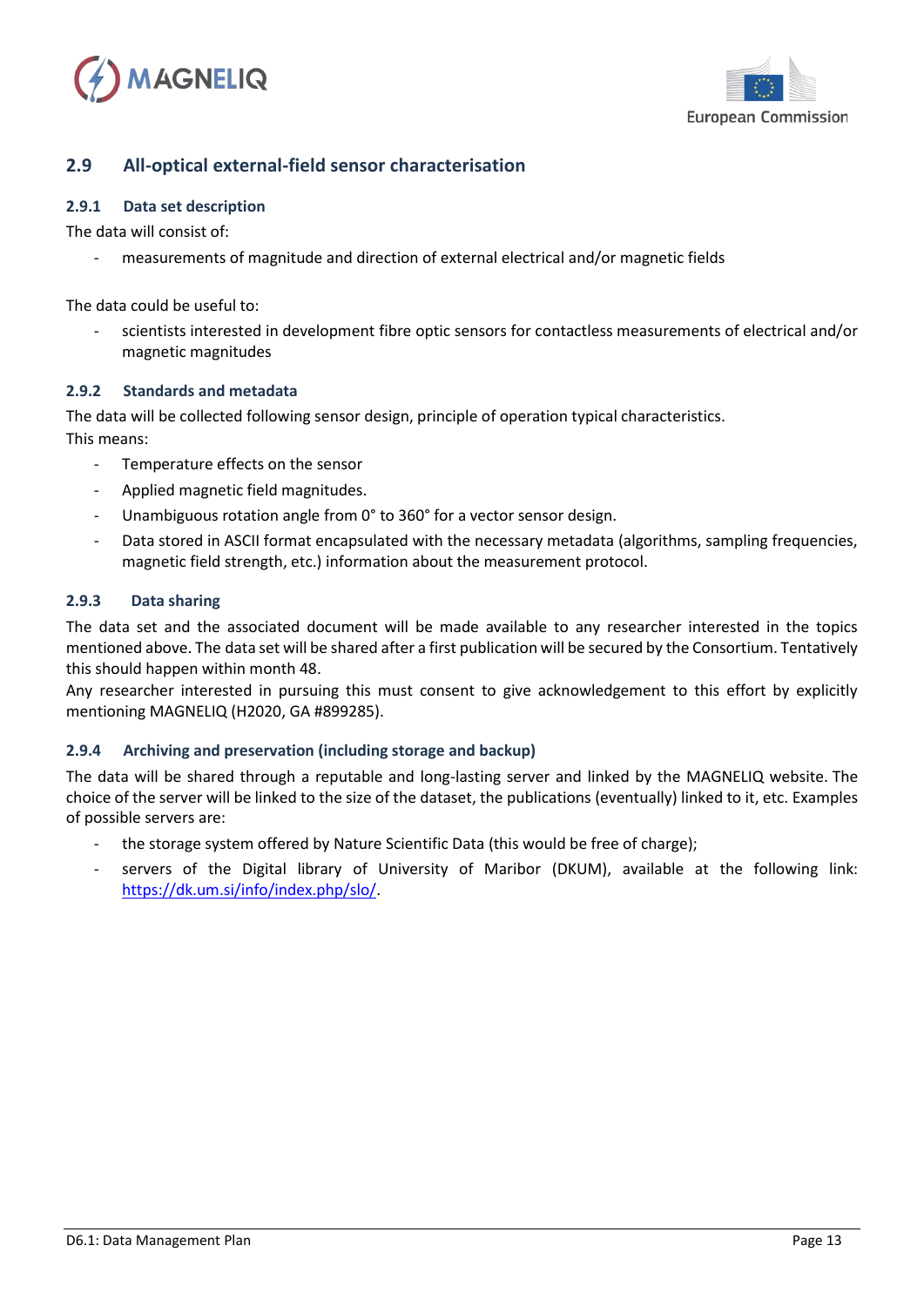## 2.9 All-optical external-field sensor characterisation

### 2.9.1 Data set description

The data will consist of:

- measurements of magnitude and direction of external electrical and/or magnetic fields

The data could be useful to:

- scientists interested in development fibre optic sensors for contactless measurements of electrical and/or magnetic magnitudes

### 2.9.2 Standards and metadata

The data will be collected following sensor design, principle of operation typical characteristics.
This means:

- Temperature effects on the sensor
- Applied magnetic field magnitudes.
- Unambiguous rotation angle from 0° to 360° for a vector sensor design.
- Data stored in ASCII format encapsulated with the necessary metadata (algorithms, sampling frequencies, magnetic field strength, etc.) information about the measurement protocol.

### 2.9.3 Data sharing

The data set and the associated document will be made available to any researcher interested in the topics mentioned above. The data set will be shared after a first publication will be secured by the Consortium. Tentatively this should happen within month 48.
Any researcher interested in pursuing this must consent to give acknowledgement to this effort by explicitly mentioning MAGNELIQ (H2020, GA #899285).

### 2.9.4 Archiving and preservation (including storage and backup)

The data will be shared through a reputable and long-lasting server and linked by the MAGNELIQ website. The choice of the server will be linked to the size of the dataset, the publications (eventually) linked to it, etc. Examples of possible servers are:

- the storage system offered by Nature Scientific Data (this would be free of charge);
- servers of the Digital library of University of Maribor (DKUM), available at the following link: https://dk.um.si/info/index.php/slo/.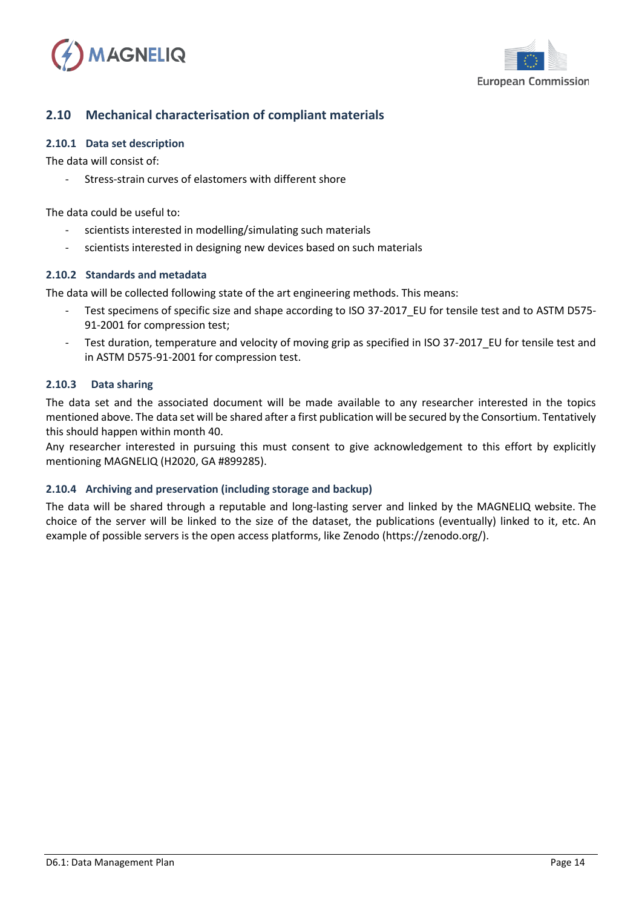## 2.10 Mechanical characterisation of compliant materials

### 2.10.1 Data set description

The data will consist of:

- Stress-strain curves of elastomers with different shore

The data could be useful to:

- scientists interested in modelling/simulating such materials
- scientists interested in designing new devices based on such materials

### 2.10.2 Standards and metadata

The data will be collected following state of the art engineering methods. This means:

- Test specimens of specific size and shape according to ISO 37-2017_EU for tensile test and to ASTM D575-91-2001 for compression test;
- Test duration, temperature and velocity of moving grip as specified in ISO 37-2017_EU for tensile test and in ASTM D575-91-2001 for compression test.

### 2.10.3 Data sharing

The data set and the associated document will be made available to any researcher interested in the topics mentioned above. The data set will be shared after a first publication will be secured by the Consortium. Tentatively this should happen within month 40.

Any researcher interested in pursuing this must consent to give acknowledgement to this effort by explicitly mentioning MAGNELIQ (H2020, GA #899285).

### 2.10.4 Archiving and preservation (including storage and backup)

The data will be shared through a reputable and long-lasting server and linked by the MAGNELIQ website. The choice of the server will be linked to the size of the dataset, the publications (eventually) linked to it, etc. An example of possible servers is the open access platforms, like Zenodo (https://zenodo.org/).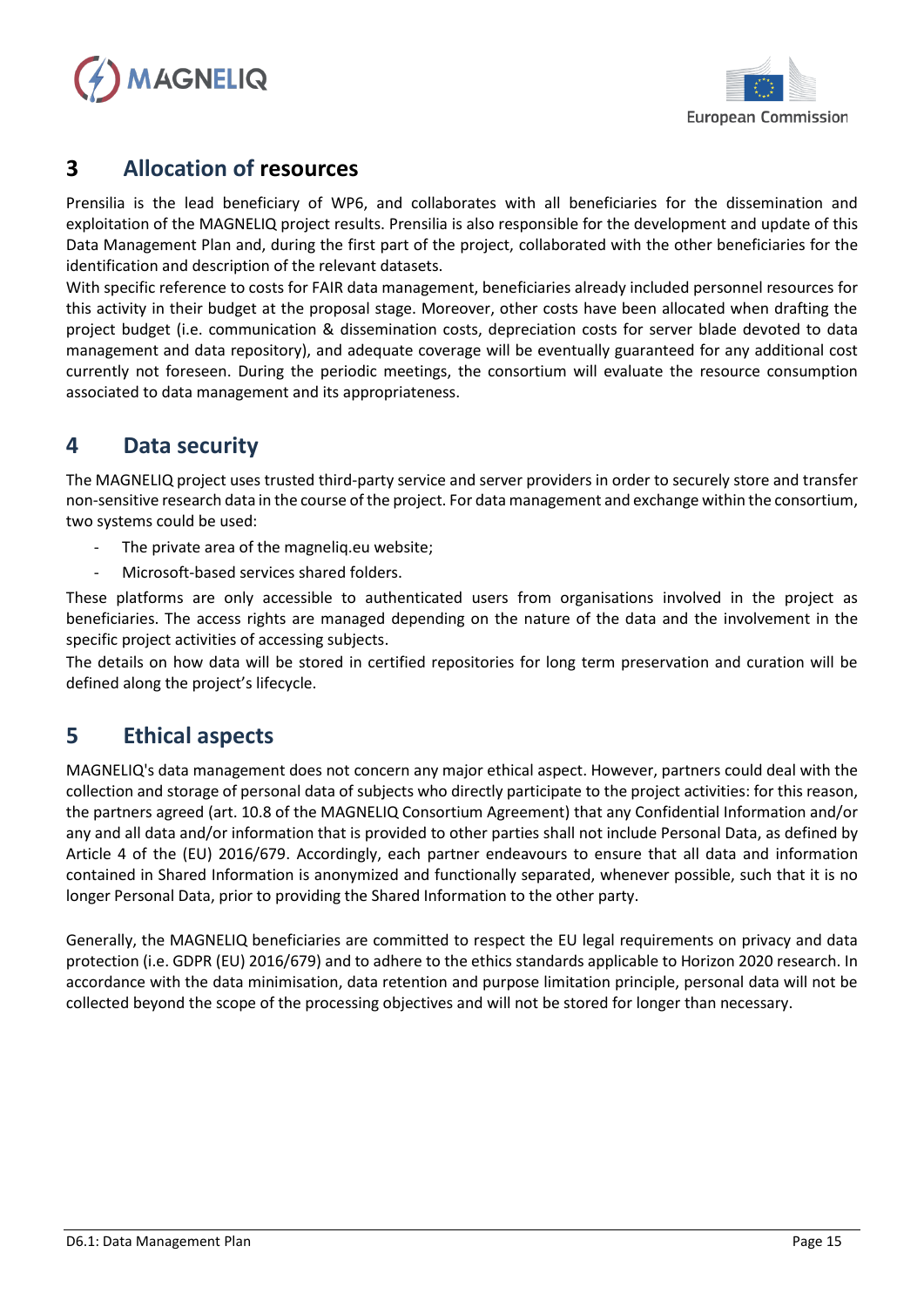# 3 Allocation of resources

Prensilia is the lead beneficiary of WP6, and collaborates with all beneficiaries for the dissemination and exploitation of the MAGNELIQ project results. Prensilia is also responsible for the development and update of this Data Management Plan and, during the first part of the project, collaborated with the other beneficiaries for the identification and description of the relevant datasets.

With specific reference to costs for FAIR data management, beneficiaries already included personnel resources for this activity in their budget at the proposal stage. Moreover, other costs have been allocated when drafting the project budget (i.e. communication & dissemination costs, depreciation costs for server blade devoted to data management and data repository), and adequate coverage will be eventually guaranteed for any additional cost currently not foreseen. During the periodic meetings, the consortium will evaluate the resource consumption associated to data management and its appropriateness.

# 4 Data security

The MAGNELIQ project uses trusted third-party service and server providers in order to securely store and transfer non-sensitive research data in the course of the project. For data management and exchange within the consortium, two systems could be used:

- The private area of the magneliq.eu website;
- Microsoft-based services shared folders.

These platforms are only accessible to authenticated users from organisations involved in the project as beneficiaries. The access rights are managed depending on the nature of the data and the involvement in the specific project activities of accessing subjects.

The details on how data will be stored in certified repositories for long term preservation and curation will be defined along the project's lifecycle.

# 5 Ethical aspects

MAGNELIQ's data management does not concern any major ethical aspect. However, partners could deal with the collection and storage of personal data of subjects who directly participate to the project activities: for this reason, the partners agreed (art. 10.8 of the MAGNELIQ Consortium Agreement) that any Confidential Information and/or any and all data and/or information that is provided to other parties shall not include Personal Data, as defined by Article 4 of the (EU) 2016/679. Accordingly, each partner endeavours to ensure that all data and information contained in Shared Information is anonymized and functionally separated, whenever possible, such that it is no longer Personal Data, prior to providing the Shared Information to the other party.

Generally, the MAGNELIQ beneficiaries are committed to respect the EU legal requirements on privacy and data protection (i.e. GDPR (EU) 2016/679) and to adhere to the ethics standards applicable to Horizon 2020 research. In accordance with the data minimisation, data retention and purpose limitation principle, personal data will not be collected beyond the scope of the processing objectives and will not be stored for longer than necessary.